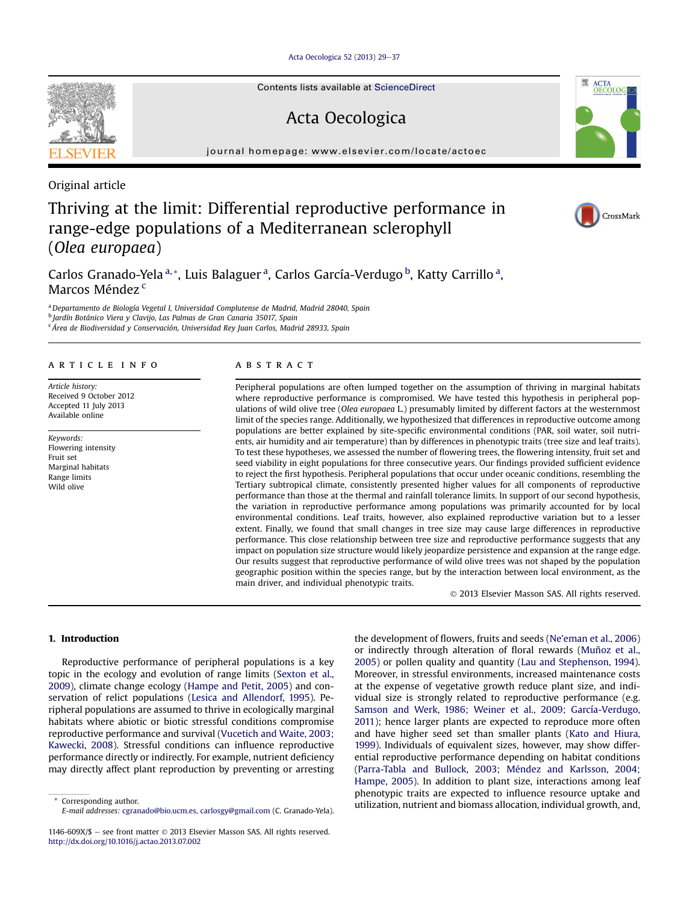Original article

# Thriving at the limit: Differential reproductive performance in range-edge populations of a Mediterranean sclerophyll (*Olea europaea*)

Carlos Granado-Yela [a,*], Luis Balaguer [a], Carlos García-Verdugo [b], Katty Carrillo [a], Marcos Méndez [c]

[a] Departamento de Biología Vegetal I, Universidad Complutense de Madrid, Madrid 28040, Spain
[b] Jardín Botánico Viera y Clavijo, Las Palmas de Gran Canaria 35017, Spain
[c] Área de Biodiversidad y Conservación, Universidad Rey Juan Carlos, Madrid 28933, Spain

**ARTICLE INFO**

*Article history:*
Received 9 October 2012
Accepted 11 July 2013
Available online

*Keywords:*
Flowering intensity
Fruit set
Marginal habitats
Range limits
Wild olive

**ABSTRACT**

Peripheral populations are often lumped together on the assumption of thriving in marginal habitats where reproductive performance is compromised. We have tested this hypothesis in peripheral populations of wild olive tree (*Olea europaea* L.) presumably limited by different factors at the westernmost limit of the species range. Additionally, we hypothesized that differences in reproductive outcome among populations are better explained by site-specific environmental conditions (PAR, soil water, soil nutrients, air humidity and air temperature) than by differences in phenotypic traits (tree size and leaf traits). To test these hypotheses, we assessed the number of flowering trees, the flowering intensity, fruit set and seed viability in eight populations for three consecutive years. Our findings provided sufficient evidence to reject the first hypothesis. Peripheral populations that occur under oceanic conditions, resembling the Tertiary subtropical climate, consistently presented higher values for all components of reproductive performance than those at the thermal and rainfall tolerance limits. In support of our second hypothesis, the variation in reproductive performance among populations was primarily accounted for by local environmental conditions. Leaf traits, however, also explained reproductive variation but to a lesser extent. Finally, we found that small changes in tree size may cause large differences in reproductive performance. This close relationship between tree size and reproductive performance suggests that any impact on population size structure would likely jeopardize persistence and expansion at the range edge. Our results suggest that reproductive performance of wild olive trees was not shaped by the population geographic position within the species range, but by the interaction between local environment, as the main driver, and individual phenotypic traits.

© 2013 Elsevier Masson SAS. All rights reserved.

## 1. Introduction

Reproductive performance of peripheral populations is a key topic in the ecology and evolution of range limits (Sexton et al., 2009), climate change ecology (Hampe and Petit, 2005) and conservation of relict populations (Lesica and Allendorf, 1995). Peripheral populations are assumed to thrive in ecologically marginal habitats where abiotic or biotic stressful conditions compromise reproductive performance and survival (Vucetich and Waite, 2003; Kawecki, 2008). Stressful conditions can influence reproductive performance directly or indirectly. For example, nutrient deficiency may directly affect plant reproduction by preventing or arresting the development of flowers, fruits and seeds (Ne'eman et al., 2006) or indirectly through alteration of floral rewards (Muñoz et al., 2005) or pollen quality and quantity (Lau and Stephenson, 1994). Moreover, in stressful environments, increased maintenance costs at the expense of vegetative growth reduce plant size, and individual size is strongly related to reproductive performance (e.g. Samson and Werk, 1986; Weiner et al., 2009; García-Verdugo, 2011); hence larger plants are expected to reproduce more often and have higher seed set than smaller plants (Kato and Hiura, 1999). Individuals of equivalent sizes, however, may show differential reproductive performance depending on habitat conditions (Parra-Tabla and Bullock, 2003; Méndez and Karlsson, 2004; Hampe, 2005). In addition to plant size, interactions among leaf phenotypic traits are expected to influence resource uptake and utilization, nutrient and biomass allocation, individual growth, and,

\* Corresponding author.
E-mail addresses: cgranado@bio.ucm.es, carlosgy@gmail.com (C. Granado-Yela).

1146-609X/$ – see front matter © 2013 Elsevier Masson SAS. All rights reserved.
http://dx.doi.org/10.1016/j.actao.2013.07.002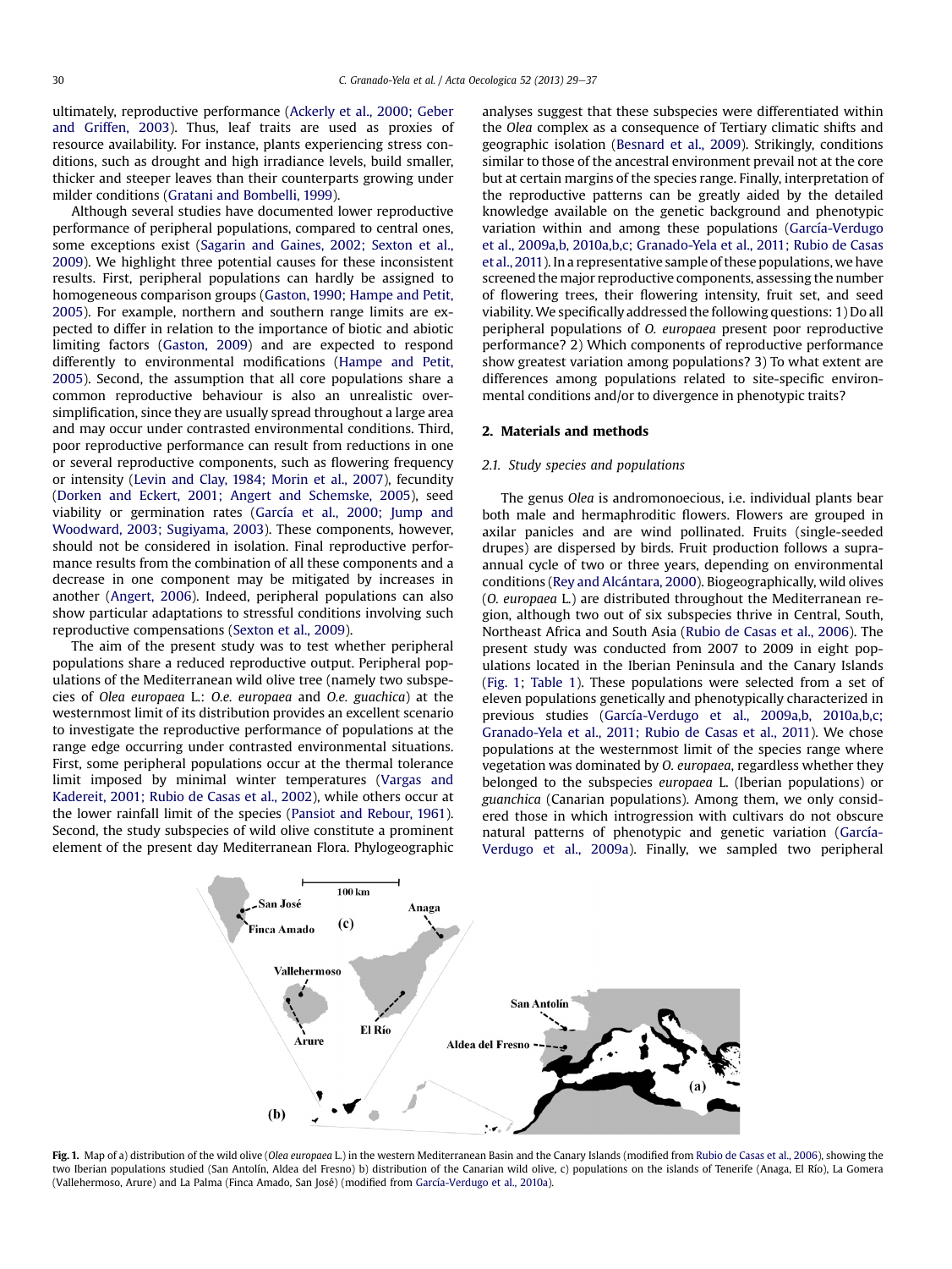ultimately, reproductive performance (Ackerly et al., 2000; Geber and Griffen, 2003). Thus, leaf traits are used as proxies of resource availability. For instance, plants experiencing stress conditions, such as drought and high irradiance levels, build smaller, thicker and steeper leaves than their counterparts growing under milder conditions (Gratani and Bombelli, 1999).

Although several studies have documented lower reproductive performance of peripheral populations, compared to central ones, some exceptions exist (Sagarin and Gaines, 2002; Sexton et al., 2009). We highlight three potential causes for these inconsistent results. First, peripheral populations can hardly be assigned to homogeneous comparison groups (Gaston, 1990; Hampe and Petit, 2005). For example, northern and southern range limits are expected to differ in relation to the importance of biotic and abiotic limiting factors (Gaston, 2009) and are expected to respond differently to environmental modifications (Hampe and Petit, 2005). Second, the assumption that all core populations share a common reproductive behaviour is also an unrealistic oversimplification, since they are usually spread throughout a large area and may occur under contrasted environmental conditions. Third, poor reproductive performance can result from reductions in one or several reproductive components, such as flowering frequency or intensity (Levin and Clay, 1984; Morin et al., 2007), fecundity (Dorken and Eckert, 2001; Angert and Schemske, 2005), seed viability or germination rates (García et al., 2000; Jump and Woodward, 2003; Sugiyama, 2003). These components, however, should not be considered in isolation. Final reproductive performance results from the combination of all these components and a decrease in one component may be mitigated by increases in another (Angert, 2006). Indeed, peripheral populations can also show particular adaptations to stressful conditions involving such reproductive compensations (Sexton et al., 2009).

The aim of the present study was to test whether peripheral populations share a reduced reproductive output. Peripheral populations of the Mediterranean wild olive tree (namely two subspecies of *Olea europaea* L.: *O.e. europaea* and *O.e. guachica*) at the westernmost limit of its distribution provides an excellent scenario to investigate the reproductive performance of populations at the range edge occurring under contrasted environmental situations. First, some peripheral populations occur at the thermal tolerance limit imposed by minimal winter temperatures (Vargas and Kadereit, 2001; Rubio de Casas et al., 2002), while others occur at the lower rainfall limit of the species (Pansiot and Rebour, 1961). Second, the study subspecies of wild olive constitute a prominent element of the present day Mediterranean Flora. Phylogeographic analyses suggest that these subspecies were differentiated within the *Olea* complex as a consequence of Tertiary climatic shifts and geographic isolation (Besnard et al., 2009). Strikingly, conditions similar to those of the ancestral environment prevail not at the core but at certain margins of the species range. Finally, interpretation of the reproductive patterns can be greatly aided by the detailed knowledge available on the genetic background and phenotypic variation within and among these populations (García-Verdugo et al., 2009a,b, 2010a,b,c; Granado-Yela et al., 2011; Rubio de Casas et al., 2011). In a representative sample of these populations, we have screened the major reproductive components, assessing the number of flowering trees, their flowering intensity, fruit set, and seed viability. We specifically addressed the following questions: 1) Do all peripheral populations of *O. europaea* present poor reproductive performance? 2) Which components of reproductive performance show greatest variation among populations? 3) To what extent are differences among populations related to site-specific environmental conditions and/or to divergence in phenotypic traits?

## 2. Materials and methods

### 2.1. Study species and populations

The genus *Olea* is andromonoecious, i.e. individual plants bear both male and hermaphroditic flowers. Flowers are grouped in axilar panicles and are wind pollinated. Fruits (single-seeded drupes) are dispersed by birds. Fruit production follows a supra-annual cycle of two or three years, depending on environmental conditions (Rey and Alcántara, 2000). Biogeographically, wild olives (*O. europaea* L.) are distributed throughout the Mediterranean region, although two out of six subspecies thrive in Central, South, Northeast Africa and South Asia (Rubio de Casas et al., 2006). The present study was conducted from 2007 to 2009 in eight populations located in the Iberian Peninsula and the Canary Islands (Fig. 1; Table 1). These populations were selected from a set of eleven populations genetically and phenotypically characterized in previous studies (García-Verdugo et al., 2009a,b, 2010a,b,c; Granado-Yela et al., 2011; Rubio de Casas et al., 2011). We chose populations at the westernmost limit of the species range where vegetation was dominated by *O. europaea*, regardless whether they belonged to the subspecies *europaea* L. (Iberian populations) or *guanchica* (Canarian populations). Among them, we only considered those in which introgression with cultivars do not obscure natural patterns of phenotypic and genetic variation (García-Verdugo et al., 2009a). Finally, we sampled two peripheral

**Fig. 1.** Map of a) distribution of the wild olive (*Olea europaea* L.) in the western Mediterranean Basin and the Canary Islands (modified from Rubio de Casas et al., 2006), showing the two Iberian populations studied (San Antolín, Aldea del Fresno) b) distribution of the Canarian wild olive, c) populations on the islands of Tenerife (Anaga, El Río), La Gomera (Vallehermoso, Arure) and La Palma (Finca Amado, San José) (modified from García-Verdugo et al., 2010a).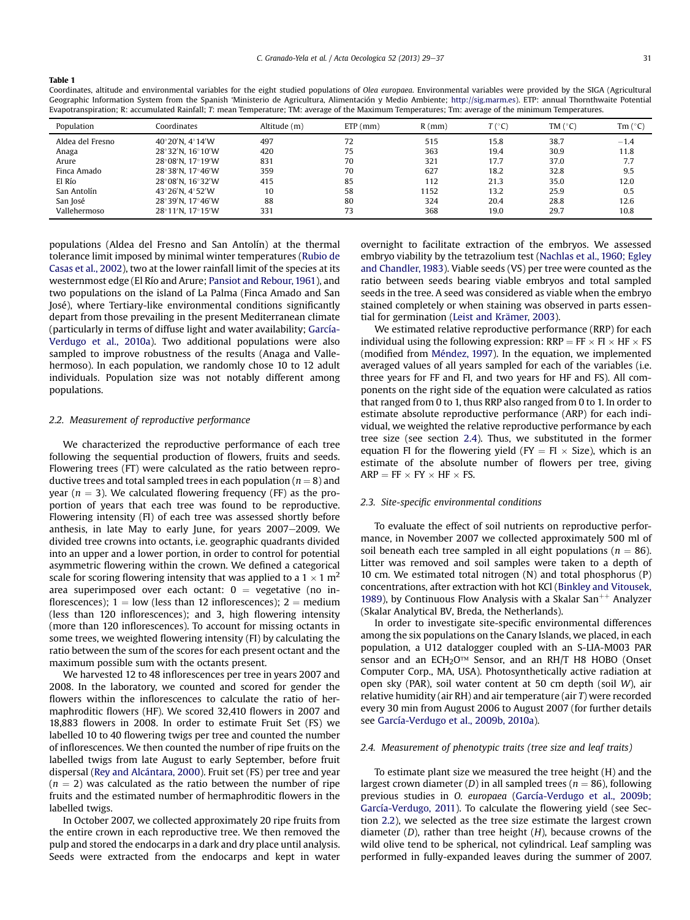**Table 1**
Coordinates, altitude and environmental variables for the eight studied populations of *Olea europaea*. Environmental variables were provided by the SIGA (Agricultural Geographic Information System from the Spanish 'Ministerio de Agricultura, Alimentación y Medio Ambiente; http://sig.marm.es). ETP: annual Thornthwaite Potential Evapotranspiration; R: accumulated Rainfall; *T*: mean Temperature; TM: average of the Maximum Temperatures; Tm: average of the minimum Temperatures.

| Population | Coordinates | Altitude (m) | ETP (mm) | R (mm) | $T$ (°C) | TM (°C) | Tm (°C) |
|---|---|---|---|---|---|---|---|
| Aldea del Fresno | 40°20′N, 4°14′W | 497 | 72 | 515 | 15.8 | 38.7 | −1.4 |
| Anaga | 28°32′N, 16°10′W | 420 | 75 | 363 | 19.4 | 30.9 | 11.8 |
| Arure | 28°08′N, 17°19′W | 831 | 70 | 321 | 17.7 | 37.0 | 7.7 |
| Finca Amado | 28°38′N, 17°46′W | 359 | 70 | 627 | 18.2 | 32.8 | 9.5 |
| El Río | 28°08′N, 16°32′W | 415 | 85 | 112 | 21.3 | 35.0 | 12.0 |
| San Antolín | 43°26′N, 4°52′W | 10 | 58 | 1152 | 13.2 | 25.9 | 0.5 |
| San José | 28°39′N, 17°46′W | 88 | 80 | 324 | 20.4 | 28.8 | 12.6 |
| Vallehermoso | 28°11′N, 17°15′W | 331 | 73 | 368 | 19.0 | 29.7 | 10.8 |

populations (Aldea del Fresno and San Antolín) at the thermal tolerance limit imposed by minimal winter temperatures (Rubio de Casas et al., 2002), two at the lower rainfall limit of the species at its westernmost edge (El Río and Arure; Pansiot and Rebour, 1961), and two populations on the island of La Palma (Finca Amado and San José), where Tertiary-like environmental conditions significantly depart from those prevailing in the present Mediterranean climate (particularly in terms of diffuse light and water availability; García-Verdugo et al., 2010a). Two additional populations were also sampled to improve robustness of the results (Anaga and Vallehermoso). In each population, we randomly chose 10 to 12 adult individuals. Population size was not notably different among populations.

### 2.2. Measurement of reproductive performance

We characterized the reproductive performance of each tree following the sequential production of flowers, fruits and seeds. Flowering trees (FT) were calculated as the ratio between reproductive trees and total sampled trees in each population ($n = 8$) and year ($n = 3$). We calculated flowering frequency (FF) as the proportion of years that each tree was found to be reproductive. Flowering intensity (FI) of each tree was assessed shortly before anthesis, in late May to early June, for years 2007–2009. We divided tree crowns into octants, i.e. geographic quadrants divided into an upper and a lower portion, in order to control for potential asymmetric flowering within the crown. We defined a categorical scale for scoring flowering intensity that was applied to a 1 × 1 $m^2$ area superimposed over each octant: 0 = vegetative (no inflorescences); 1 = low (less than 12 inflorescences); 2 = medium (less than 120 inflorescences); and 3, high flowering intensity (more than 120 inflorescences). To account for missing octants in some trees, we weighted flowering intensity (FI) by calculating the ratio between the sum of the scores for each present octant and the maximum possible sum with the octants present.

We harvested 12 to 48 inflorescences per tree in years 2007 and 2008. In the laboratory, we counted and scored for gender the flowers within the inflorescences to calculate the ratio of hermaphroditic flowers (HF). We scored 32,410 flowers in 2007 and 18,883 flowers in 2008. In order to estimate Fruit Set (FS) we labelled 10 to 40 flowering twigs per tree and counted the number of inflorescences. We then counted the number of ripe fruits on the labelled twigs from late August to early September, before fruit dispersal (Rey and Alcántara, 2000). Fruit set (FS) per tree and year ($n = 2$) was calculated as the ratio between the number of ripe fruits and the estimated number of hermaphroditic flowers in the labelled twigs.

In October 2007, we collected approximately 20 ripe fruits from the entire crown in each reproductive tree. We then removed the pulp and stored the endocarps in a dark and dry place until analysis. Seeds were extracted from the endocarps and kept in water overnight to facilitate extraction of the embryos. We assessed embryo viability by the tetrazolium test (Nachlas et al., 1960; Egley and Chandler, 1983). Viable seeds (VS) per tree were counted as the ratio between seeds bearing viable embryos and total sampled seeds in the tree. A seed was considered as viable when the embryo stained completely or when staining was observed in parts essential for germination (Leist and Krämer, 2003).

We estimated relative reproductive performance (RRP) for each individual using the following expression: $RRP = FF \times FI \times HF \times FS$ (modified from Méndez, 1997). In the equation, we implemented averaged values of all years sampled for each of the variables (i.e. three years for FF and FI, and two years for HF and FS). All components on the right side of the equation were calculated as ratios that ranged from 0 to 1, thus RRP also ranged from 0 to 1. In order to estimate absolute reproductive performance (ARP) for each individual, we weighted the relative reproductive performance by each tree size (see section 2.4). Thus, we substituted in the former equation FI for the flowering yield ($FY = FI \times Size$), which is an estimate of the absolute number of flowers per tree, giving $ARP = FF \times FY \times HF \times FS$.

### 2.3. Site-specific environmental conditions

To evaluate the effect of soil nutrients on reproductive performance, in November 2007 we collected approximately 500 ml of soil beneath each tree sampled in all eight populations ($n = 86$). Litter was removed and soil samples were taken to a depth of 10 cm. We estimated total nitrogen (N) and total phosphorus (P) concentrations, after extraction with hot KCl (Binkley and Vitousek, 1989), by Continuous Flow Analysis with a Skalar San$^{++}$ Analyzer (Skalar Analytical BV, Breda, the Netherlands).

In order to investigate site-specific environmental differences among the six populations on the Canary Islands, we placed, in each population, a U12 datalogger coupled with an S-LIA-M003 PAR sensor and an ECH$_2$O™ Sensor, and an RH/T H8 HOBO (Onset Computer Corp., MA, USA). Photosynthetically active radiation at open sky (PAR), soil water content at 50 cm depth (soil *W*), air relative humidity (air RH) and air temperature (air *T*) were recorded every 30 min from August 2006 to August 2007 (for further details see García-Verdugo et al., 2009b, 2010a).

### 2.4. Measurement of phenotypic traits (tree size and leaf traits)

To estimate plant size we measured the tree height (H) and the largest crown diameter (*D*) in all sampled trees ($n = 86$), following previous studies in *O. europaea* (García-Verdugo et al., 2009b; García-Verdugo, 2011). To calculate the flowering yield (see Section 2.2), we selected as the tree size estimate the largest crown diameter (*D*), rather than tree height (*H*), because crowns of the wild olive tend to be spherical, not cylindrical. Leaf sampling was performed in fully-expanded leaves during the summer of 2007.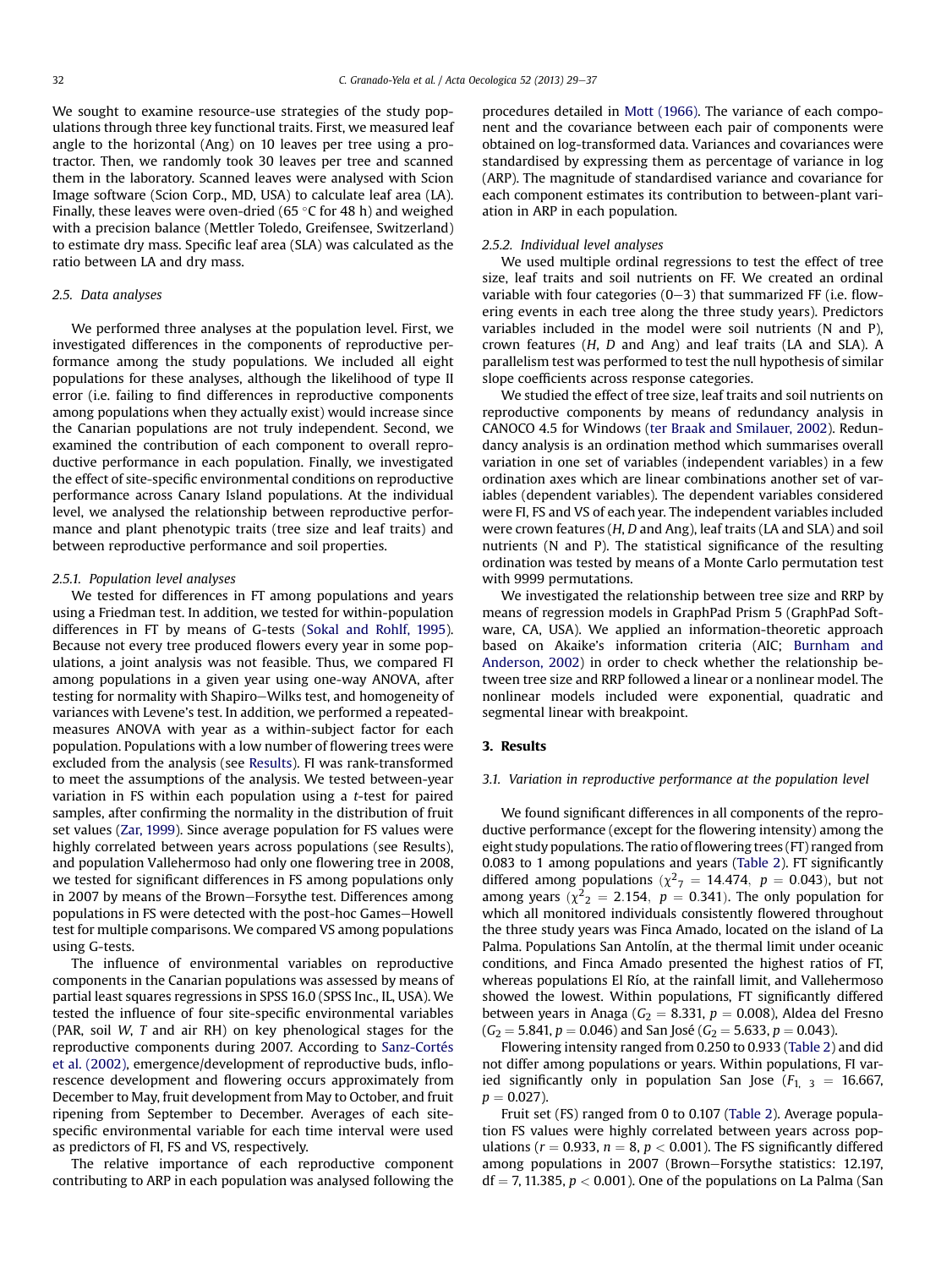We sought to examine resource-use strategies of the study populations through three key functional traits. First, we measured leaf angle to the horizontal (Ang) on 10 leaves per tree using a protractor. Then, we randomly took 30 leaves per tree and scanned them in the laboratory. Scanned leaves were analysed with Scion Image software (Scion Corp., MD, USA) to calculate leaf area (LA). Finally, these leaves were oven-dried (65 °C for 48 h) and weighed with a precision balance (Mettler Toledo, Greifensee, Switzerland) to estimate dry mass. Specific leaf area (SLA) was calculated as the ratio between LA and dry mass.

### 2.5. Data analyses

We performed three analyses at the population level. First, we investigated differences in the components of reproductive performance among the study populations. We included all eight populations for these analyses, although the likelihood of type II error (i.e. failing to find differences in reproductive components among populations when they actually exist) would increase since the Canarian populations are not truly independent. Second, we examined the contribution of each component to overall reproductive performance in each population. Finally, we investigated the effect of site-specific environmental conditions on reproductive performance across Canary Island populations. At the individual level, we analysed the relationship between reproductive performance and plant phenotypic traits (tree size and leaf traits) and between reproductive performance and soil properties.

#### 2.5.1. Population level analyses

We tested for differences in FT among populations and years using a Friedman test. In addition, we tested for within-population differences in FT by means of G-tests (Sokal and Rohlf, 1995). Because not every tree produced flowers every year in some populations, a joint analysis was not feasible. Thus, we compared FI among populations in a given year using one-way ANOVA, after testing for normality with Shapiro–Wilks test, and homogeneity of variances with Levene's test. In addition, we performed a repeated-measures ANOVA with year as a within-subject factor for each population. Populations with a low number of flowering trees were excluded from the analysis (see Results). FI was rank-transformed to meet the assumptions of the analysis. We tested between-year variation in FS within each population using a *t*-test for paired samples, after confirming the normality in the distribution of fruit set values (Zar, 1999). Since average population for FS values were highly correlated between years across populations (see Results), and population Vallehermoso had only one flowering tree in 2008, we tested for significant differences in FS among populations only in 2007 by means of the Brown–Forsythe test. Differences among populations in FS were detected with the post-hoc Games–Howell test for multiple comparisons. We compared VS among populations using G-tests.

The influence of environmental variables on reproductive components in the Canarian populations was assessed by means of partial least squares regressions in SPSS 16.0 (SPSS Inc., IL, USA). We tested the influence of four site-specific environmental variables (PAR, soil *W*, *T* and air RH) on key phenological stages for the reproductive components during 2007. According to Sanz-Cortés et al. (2002), emergence/development of reproductive buds, inflorescence development and flowering occurs approximately from December to May, fruit development from May to October, and fruit ripening from September to December. Averages of each site-specific environmental variable for each time interval were used as predictors of FI, FS and VS, respectively.

The relative importance of each reproductive component contributing to ARP in each population was analysed following the procedures detailed in Mott (1966). The variance of each component and the covariance between each pair of components were obtained on log-transformed data. Variances and covariances were standardised by expressing them as percentage of variance in log (ARP). The magnitude of standardised variance and covariance for each component estimates its contribution to between-plant variation in ARP in each population.

#### 2.5.2. Individual level analyses

We used multiple ordinal regressions to test the effect of tree size, leaf traits and soil nutrients on FF. We created an ordinal variable with four categories (0–3) that summarized FF (i.e. flowering events in each tree along the three study years). Predictors variables included in the model were soil nutrients (N and P), crown features (*H*, *D* and Ang) and leaf traits (LA and SLA). A parallelism test was performed to test the null hypothesis of similar slope coefficients across response categories.

We studied the effect of tree size, leaf traits and soil nutrients on reproductive components by means of redundancy analysis in CANOCO 4.5 for Windows (ter Braak and Smilauer, 2002). Redundancy analysis is an ordination method which summarises overall variation in one set of variables (independent variables) in a few ordination axes which are linear combinations another set of variables (dependent variables). The dependent variables considered were FI, FS and VS of each year. The independent variables included were crown features (*H*, *D* and Ang), leaf traits (LA and SLA) and soil nutrients (N and P). The statistical significance of the resulting ordination was tested by means of a Monte Carlo permutation test with 9999 permutations.

We investigated the relationship between tree size and RRP by means of regression models in GraphPad Prism 5 (GraphPad Software, CA, USA). We applied an information-theoretic approach based on Akaike's information criteria (AIC; Burnham and Anderson, 2002) in order to check whether the relationship between tree size and RRP followed a linear or a nonlinear model. The nonlinear models included were exponential, quadratic and segmental linear with breakpoint.

## 3. Results

### 3.1. Variation in reproductive performance at the population level

We found significant differences in all components of the reproductive performance (except for the flowering intensity) among the eight study populations. The ratio of flowering trees (FT) ranged from 0.083 to 1 among populations and years (Table 2). FT significantly differed among populations ($\chi^2_7 = 14.474$, $p = 0.043$), but not among years ($\chi^2_2 = 2.154$, $p = 0.341$). The only population for which all monitored individuals consistently flowered throughout the three study years was Finca Amado, located on the island of La Palma. Populations San Antolín, at the thermal limit under oceanic conditions, and Finca Amado presented the highest ratios of FT, whereas populations El Río, at the rainfall limit, and Vallehermoso showed the lowest. Within populations, FT significantly differed between years in Anaga ($G_2 = 8.331$, $p = 0.008$), Aldea del Fresno ($G_2 = 5.841$, $p = 0.046$) and San José ($G_2 = 5.633$, $p = 0.043$).

Flowering intensity ranged from 0.250 to 0.933 (Table 2) and did not differ among populations or years. Within populations, FI varied significantly only in population San Jose ($F_{1,\ 3} = 16.667$, $p = 0.027$).

Fruit set (FS) ranged from 0 to 0.107 (Table 2). Average population FS values were highly correlated between years across populations ($r = 0.933$, $n = 8$, $p < 0.001$). The FS significantly differed among populations in 2007 (Brown–Forsythe statistics: 12.197, df = 7, 11.385, $p < 0.001$). One of the populations on La Palma (San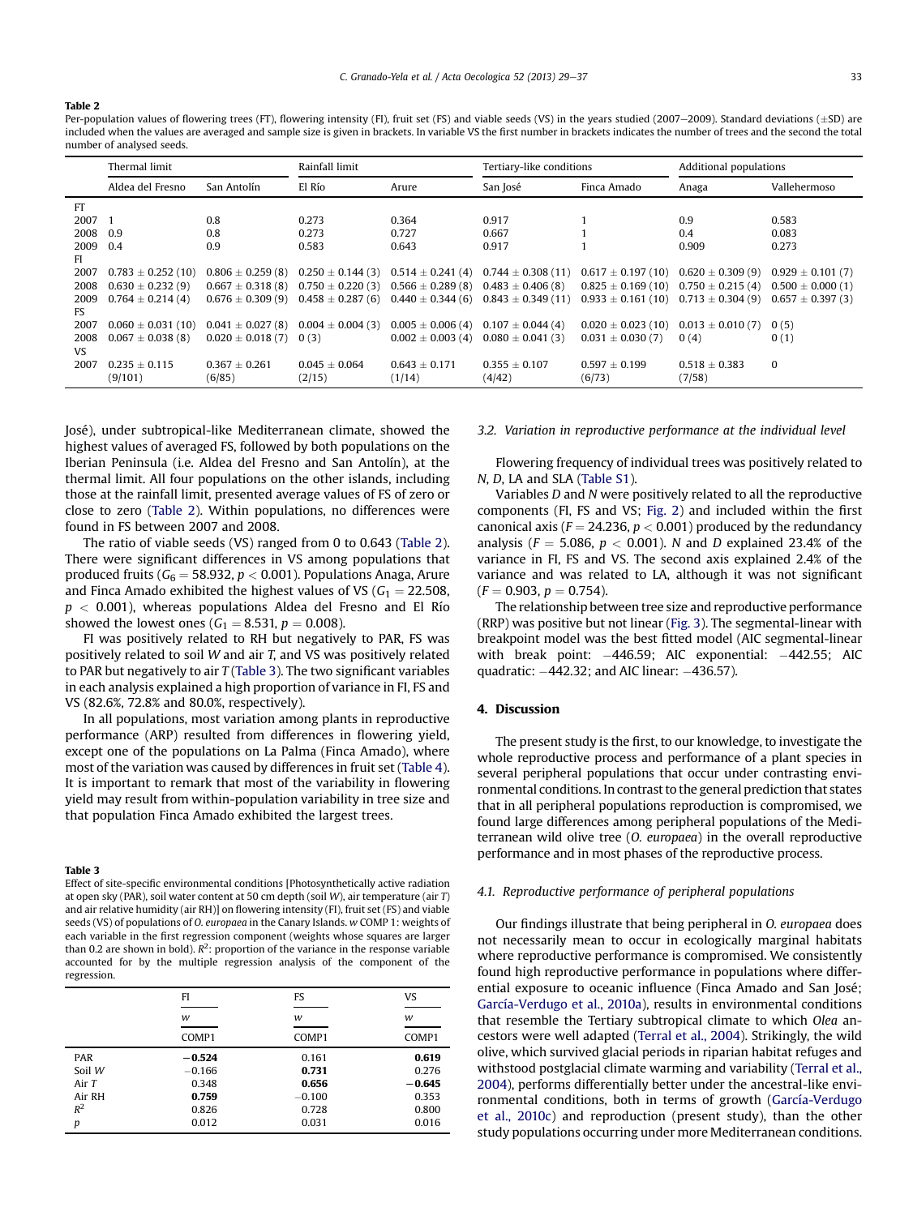**Table 2**

Per-population values of flowering trees (FT), flowering intensity (FI), fruit set (FS) and viable seeds (VS) in the years studied (2007–2009). Standard deviations (±SD) are included when the values are averaged and sample size is given in brackets. In variable VS the first number in brackets indicates the number of trees and the second the total number of analysed seeds.

| | Thermal limit | | Rainfall limit | | Tertiary-like conditions | | Additional populations | |
|---|---|---|---|---|---|---|---|---|
| | Aldea del Fresno | San Antolín | El Río | Arure | San José | Finca Amado | Anaga | Vallehermoso |
| FT | | | | | | | | |
| 2007 | 1 | 0.8 | 0.273 | 0.364 | 0.917 | 1 | 0.9 | 0.583 |
| 2008 | 0.9 | 0.8 | 0.273 | 0.727 | 0.667 | 1 | 0.4 | 0.083 |
| 2009 | 0.4 | 0.9 | 0.583 | 0.643 | 0.917 | 1 | 0.909 | 0.273 |
| FI | | | | | | | | |
| 2007 | 0.783 ± 0.252 (10) | 0.806 ± 0.259 (8) | 0.250 ± 0.144 (3) | 0.514 ± 0.241 (4) | 0.744 ± 0.308 (11) | 0.617 ± 0.197 (10) | 0.620 ± 0.309 (9) | 0.929 ± 0.101 (7) |
| 2008 | 0.630 ± 0.232 (9) | 0.667 ± 0.318 (8) | 0.750 ± 0.220 (3) | 0.566 ± 0.289 (8) | 0.483 ± 0.406 (8) | 0.825 ± 0.169 (10) | 0.750 ± 0.215 (4) | 0.500 ± 0.000 (1) |
| 2009 | 0.764 ± 0.214 (4) | 0.676 ± 0.309 (9) | 0.458 ± 0.287 (6) | 0.440 ± 0.344 (6) | 0.843 ± 0.349 (11) | 0.933 ± 0.161 (10) | 0.713 ± 0.304 (9) | 0.657 ± 0.397 (3) |
| FS | | | | | | | | |
| 2007 | 0.060 ± 0.031 (10) | 0.041 ± 0.027 (8) | 0.004 ± 0.004 (3) | 0.005 ± 0.006 (4) | 0.107 ± 0.044 (4) | 0.020 ± 0.023 (10) | 0.013 ± 0.010 (7) | 0 (5) |
| 2008 | 0.067 ± 0.038 (8) | 0.020 ± 0.018 (7) | 0 (3) | 0.002 ± 0.003 (4) | 0.080 ± 0.041 (3) | 0.031 ± 0.030 (7) | 0 (4) | 0 (1) |
| VS | | | | | | | | |
| 2007 | 0.235 ± 0.115 (9/101) | 0.367 ± 0.261 (6/85) | 0.045 ± 0.064 (2/15) | 0.643 ± 0.171 (1/14) | 0.355 ± 0.107 (4/42) | 0.597 ± 0.199 (6/73) | 0.518 ± 0.383 (7/58) | 0 |

José), under subtropical-like Mediterranean climate, showed the highest values of averaged FS, followed by both populations on the Iberian Peninsula (i.e. Aldea del Fresno and San Antolín), at the thermal limit. All four populations on the other islands, including those at the rainfall limit, presented average values of FS of zero or close to zero (Table 2). Within populations, no differences were found in FS between 2007 and 2008.

The ratio of viable seeds (VS) ranged from 0 to 0.643 (Table 2). There were significant differences in VS among populations that produced fruits ($G_6 = 58.932$, $p < 0.001$). Populations Anaga, Arure and Finca Amado exhibited the highest values of VS ($G_1 = 22.508$, $p < 0.001$), whereas populations Aldea del Fresno and El Río showed the lowest ones ($G_1 = 8.531$, $p = 0.008$).

FI was positively related to RH but negatively to PAR, FS was positively related to soil *W* and air *T*, and VS was positively related to PAR but negatively to air *T* (Table 3). The two significant variables in each analysis explained a high proportion of variance in FI, FS and VS (82.6%, 72.8% and 80.0%, respectively).

In all populations, most variation among plants in reproductive performance (ARP) resulted from differences in flowering yield, except one of the populations on La Palma (Finca Amado), where most of the variation was caused by differences in fruit set (Table 4). It is important to remark that most of the variability in flowering yield may result from within-population variability in tree size and that population Finca Amado exhibited the largest trees.

**Table 3**

Effect of site-specific environmental conditions [Photosynthetically active radiation at open sky (PAR), soil water content at 50 cm depth (soil *W*), air temperature (air *T*) and air relative humidity (air RH)] on flowering intensity (FI), fruit set (FS) and viable seeds (VS) of populations of *O. europaea* in the Canary Islands. *w* COMP 1: weights of each variable in the first regression component (weights whose squares are larger than 0.2 are shown in bold). $R^2$: proportion of the variance in the response variable accounted for by the multiple regression analysis of the component of the regression.

| | FI | FS | VS |
|---|---|---|---|
| | *w* | *w* | *w* |
| | COMP1 | COMP1 | COMP1 |
| PAR | **−0.524** | 0.161 | **0.619** |
| Soil *W* | −0.166 | **0.731** | 0.276 |
| Air *T* | 0.348 | **0.656** | **−0.645** |
| Air RH | **0.759** | −0.100 | 0.353 |
| $R^2$ | 0.826 | 0.728 | 0.800 |
| *p* | 0.012 | 0.031 | 0.016 |

### 3.2. Variation in reproductive performance at the individual level

Flowering frequency of individual trees was positively related to *N*, *D*, LA and SLA (Table S1).

Variables *D* and *N* were positively related to all the reproductive components (FI, FS and VS; Fig. 2) and included within the first canonical axis ($F = 24.236$, $p < 0.001$) produced by the redundancy analysis ($F = 5.086$, $p < 0.001$). *N* and *D* explained 23.4% of the variance in FI, FS and VS. The second axis explained 2.4% of the variance and was related to LA, although it was not significant ($F = 0.903$, $p = 0.754$).

The relationship between tree size and reproductive performance (RRP) was positive but not linear (Fig. 3). The segmental-linear with breakpoint model was the best fitted model (AIC segmental-linear with break point: −446.59; AIC exponential: −442.55; AIC quadratic: −442.32; and AIC linear: −436.57).

## 4. Discussion

The present study is the first, to our knowledge, to investigate the whole reproductive process and performance of a plant species in several peripheral populations that occur under contrasting environmental conditions. In contrast to the general prediction that states that in all peripheral populations reproduction is compromised, we found large differences among peripheral populations of the Mediterranean wild olive tree (*O. europaea*) in the overall reproductive performance and in most phases of the reproductive process.

### 4.1. Reproductive performance of peripheral populations

Our findings illustrate that being peripheral in *O. europaea* does not necessarily mean to occur in ecologically marginal habitats where reproductive performance is compromised. We consistently found high reproductive performance in populations where differential exposure to oceanic influence (Finca Amado and San José; García-Verdugo et al., 2010a), results in environmental conditions that resemble the Tertiary subtropical climate to which *Olea* ancestors were well adapted (Terral et al., 2004). Strikingly, the wild olive, which survived glacial periods in riparian habitat refuges and withstood postglacial climate warming and variability (Terral et al., 2004), performs differentially better under the ancestral-like environmental conditions, both in terms of growth (García-Verdugo et al., 2010c) and reproduction (present study), than the other study populations occurring under more Mediterranean conditions.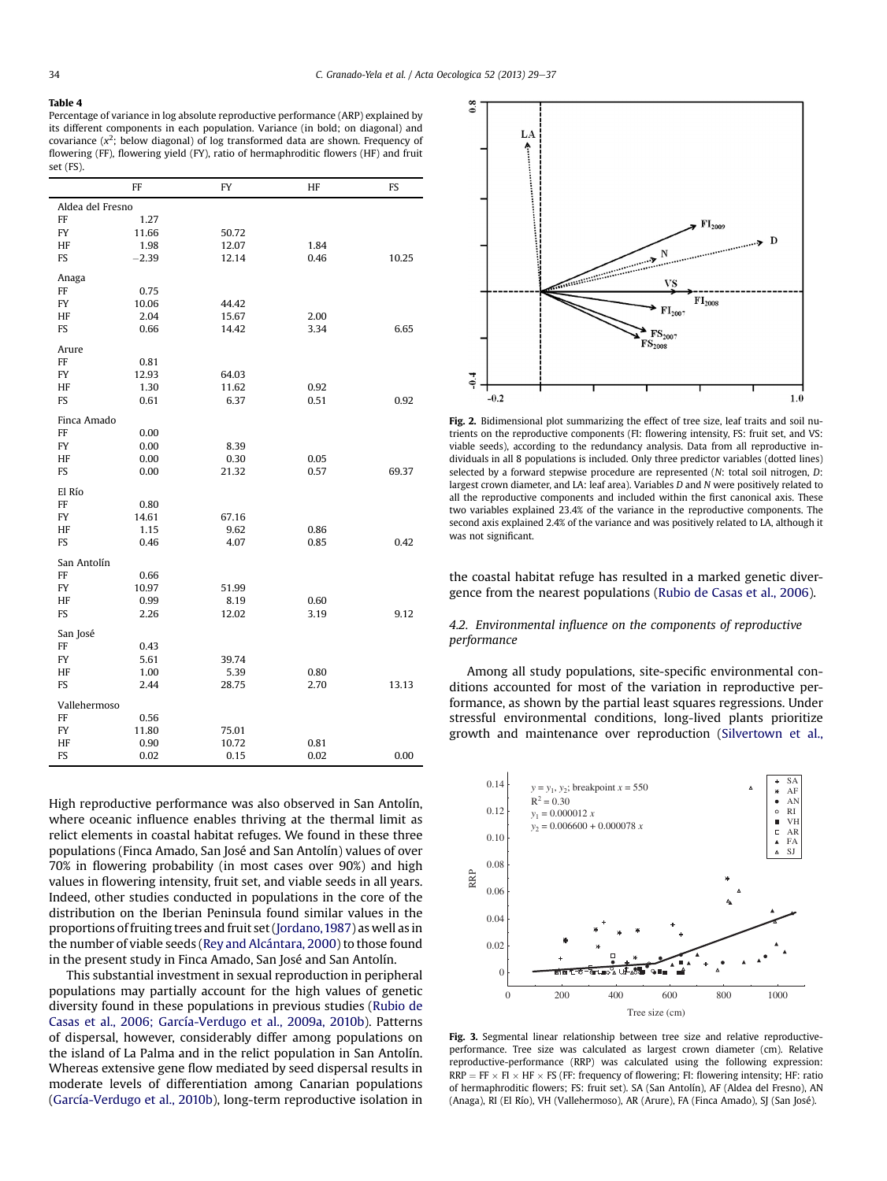**Table 4**
Percentage of variance in log absolute reproductive performance (ARP) explained by its different components in each population. Variance (in bold; on diagonal) and covariance ($x^2$; below diagonal) of log transformed data are shown. Frequency of flowering (FF), flowering yield (FY), ratio of hermaphroditic flowers (HF) and fruit set (FS).

| | FF | FY | HF | FS |
|---|---|---|---|---|
| Aldea del Fresno | | | | |
| FF | 1.27 | | | |
| FY | 11.66 | 50.72 | | |
| HF | 1.98 | 12.07 | 1.84 | |
| FS | −2.39 | 12.14 | 0.46 | 10.25 |
| Anaga | | | | |
| FF | 0.75 | | | |
| FY | 10.06 | 44.42 | | |
| HF | 2.04 | 15.67 | 2.00 | |
| FS | 0.66 | 14.42 | 3.34 | 6.65 |
| Arure | | | | |
| FF | 0.81 | | | |
| FY | 12.93 | 64.03 | | |
| HF | 1.30 | 11.62 | 0.92 | |
| FS | 0.61 | 6.37 | 0.51 | 0.92 |
| Finca Amado | | | | |
| FF | 0.00 | | | |
| FY | 0.00 | 8.39 | | |
| HF | 0.00 | 0.30 | 0.05 | |
| FS | 0.00 | 21.32 | 0.57 | 69.37 |
| El Río | | | | |
| FF | 0.80 | | | |
| FY | 14.61 | 67.16 | | |
| HF | 1.15 | 9.62 | 0.86 | |
| FS | 0.46 | 4.07 | 0.85 | 0.42 |
| San Antolín | | | | |
| FF | 0.66 | | | |
| FY | 10.97 | 51.99 | | |
| HF | 0.99 | 8.19 | 0.60 | |
| FS | 2.26 | 12.02 | 3.19 | 9.12 |
| San José | | | | |
| FF | 0.43 | | | |
| FY | 5.61 | 39.74 | | |
| HF | 1.00 | 5.39 | 0.80 | |
| FS | 2.44 | 28.75 | 2.70 | 13.13 |
| Vallehermoso | | | | |
| FF | 0.56 | | | |
| FY | 11.80 | 75.01 | | |
| HF | 0.90 | 10.72 | 0.81 | |
| FS | 0.02 | 0.15 | 0.02 | 0.00 |

High reproductive performance was also observed in San Antolín, where oceanic influence enables thriving at the thermal limit as relict elements in coastal habitat refuges. We found in these three populations (Finca Amado, San José and San Antolín) values of over 70% in flowering probability (in most cases over 90%) and high values in flowering intensity, fruit set, and viable seeds in all years. Indeed, other studies conducted in populations in the core of the distribution on the Iberian Peninsula found similar values in the proportions of fruiting trees and fruit set (Jordano, 1987) as well as in the number of viable seeds (Rey and Alcántara, 2000) to those found in the present study in Finca Amado, San José and San Antolín.

This substantial investment in sexual reproduction in peripheral populations may partially account for the high values of genetic diversity found in these populations in previous studies (Rubio de Casas et al., 2006; García-Verdugo et al., 2009a, 2010b). Patterns of dispersal, however, considerably differ among populations on the island of La Palma and in the relict population in San Antolín. Whereas extensive gene flow mediated by seed dispersal results in moderate levels of differentiation among Canarian populations (García-Verdugo et al., 2010b), long-term reproductive isolation in the coastal habitat refuge has resulted in a marked genetic divergence from the nearest populations (Rubio de Casas et al., 2006).

Fig. 2. Bidimensional plot summarizing the effect of tree size, leaf traits and soil nutrients on the reproductive components (FI: flowering intensity, FS: fruit set, and VS: viable seeds), according to the redundancy analysis. Data from all reproductive individuals in all 8 populations is included. Only three predictor variables (dotted lines) selected by a forward stepwise procedure are represented (*N*: total soil nitrogen, *D*: largest crown diameter, and LA: leaf area). Variables *D* and *N* were positively related to all the reproductive components and included within the first canonical axis. These two variables explained 23.4% of the variance in the reproductive components. The second axis explained 2.4% of the variance and was positively related to LA, although it was not significant.

### 4.2. Environmental influence on the components of reproductive performance

Among all study populations, site-specific environmental conditions accounted for most of the variation in reproductive performance, as shown by the partial least squares regressions. Under stressful environmental conditions, long-lived plants prioritize growth and maintenance over reproduction (Silvertown et al.,

Fig. 3. Segmental linear relationship between tree size and relative reproductive-performance. Tree size was calculated as largest crown diameter (cm). Relative reproductive-performance (RRP) was calculated using the following expression: RRP = FF × FI × HF × FS (FF: frequency of flowering; FI: flowering intensity; HF: ratio of hermaphroditic flowers; FS: fruit set). SA (San Antolín), AF (Aldea del Fresno), AN (Anaga), RI (El Río), VH (Vallehermoso), AR (Arure), FA (Finca Amado), SJ (San José).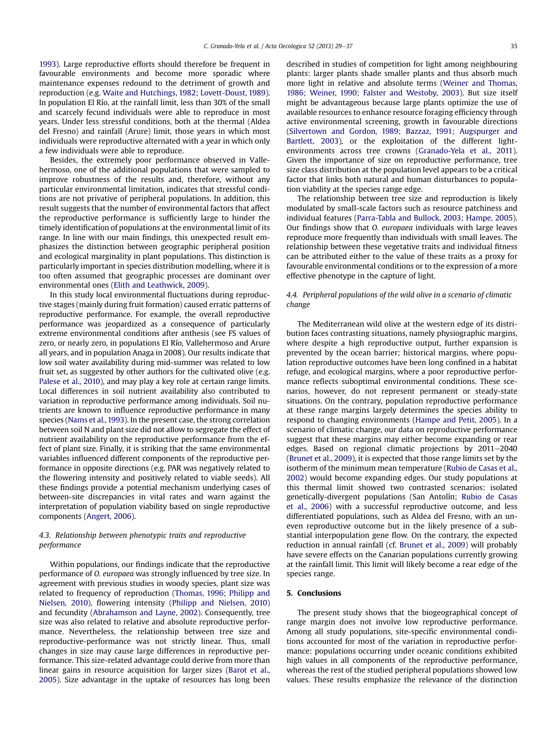1993). Large reproductive efforts should therefore be frequent in favourable environments and become more sporadic where maintenance expenses redound to the detriment of growth and reproduction (e.g. Waite and Hutchings, 1982; Lovett-Doust, 1989). In population El Río, at the rainfall limit, less than 30% of the small and scarcely fecund individuals were able to reproduce in most years. Under less stressful conditions, both at the thermal (Aldea del Fresno) and rainfall (Arure) limit, those years in which most individuals were reproductive alternated with a year in which only a few individuals were able to reproduce.

Besides, the extremely poor performance observed in Vallehermoso, one of the additional populations that were sampled to improve robustness of the results and, therefore, without any particular environmental limitation, indicates that stressful conditions are not privative of peripheral populations. In addition, this result suggests that the number of environmental factors that affect the reproductive performance is sufficiently large to hinder the timely identification of populations at the environmental limit of its range. In line with our main findings, this unexpected result emphasizes the distinction between geographic peripheral position and ecological marginality in plant populations. This distinction is particularly important in species distribution modelling, where it is too often assumed that geographic processes are dominant over environmental ones (Elith and Leathwick, 2009).

In this study local environmental fluctuations during reproductive stages (mainly during fruit formation) caused erratic patterns of reproductive performance. For example, the overall reproductive performance was jeopardized as a consequence of particularly extreme environmental conditions after anthesis (see FS values of zero, or nearly zero, in populations El Río, Vallehermoso and Arure all years, and in population Anaga in 2008). Our results indicate that low soil water availability during mid-summer was related to low fruit set, as suggested by other authors for the cultivated olive (e.g. Palese et al., 2010), and may play a key role at certain range limits. Local differences in soil nutrient availability also contributed to variation in reproductive performance among individuals. Soil nutrients are known to influence reproductive performance in many species (Nams et al., 1993). In the present case, the strong correlation between soil N and plant size did not allow to segregate the effect of nutrient availability on the reproductive performance from the effect of plant size. Finally, it is striking that the same environmental variables influenced different components of the reproductive performance in opposite directions (e.g. PAR was negatively related to the flowering intensity and positively related to viable seeds). All these findings provide a potential mechanism underlying cases of between-site discrepancies in vital rates and warn against the interpretation of population viability based on single reproductive components (Angert, 2006).

### 4.3. Relationship between phenotypic traits and reproductive performance

Within populations, our findings indicate that the reproductive performance of *O. europaea* was strongly influenced by tree size. In agreement with previous studies in woody species, plant size was related to frequency of reproduction (Thomas, 1996; Philipp and Nielsen, 2010), flowering intensity (Philipp and Nielsen, 2010) and fecundity (Abrahamson and Layne, 2002). Consequently, tree size was also related to relative and absolute reproductive performance. Nevertheless, the relationship between tree size and reproductive-performance was not strictly linear. Thus, small changes in size may cause large differences in reproductive performance. This size-related advantage could derive from more than linear gains in resource acquisition for larger sizes (Barot et al., 2005). Size advantage in the uptake of resources has long been described in studies of competition for light among neighbouring plants: larger plants shade smaller plants and thus absorb much more light in relative and absolute terms (Weiner and Thomas, 1986; Weiner, 1990; Falster and Westoby, 2003). But size itself might be advantageous because large plants optimize the use of available resources to enhance resource foraging efficiency through active environmental screening, growth in favourable directions (Silvertown and Gordon, 1989; Bazzaz, 1991; Augspurger and Bartlett, 2003), or the exploitation of the different light-environments across tree crowns (Granado-Yela et al., 2011). Given the importance of size on reproductive performance, tree size class distribution at the population level appears to be a critical factor that links both natural and human disturbances to population viability at the species range edge.

The relationship between tree size and reproduction is likely modulated by small-scale factors such as resource patchiness and individual features (Parra-Tabla and Bullock, 2003; Hampe, 2005). Our findings show that *O. europaea* individuals with large leaves reproduce more frequently than individuals with small leaves. The relationship between these vegetative traits and individual fitness can be attributed either to the value of these traits as a proxy for favourable environmental conditions or to the expression of a more effective phenotype in the capture of light.

### 4.4. Peripheral populations of the wild olive in a scenario of climatic change

The Mediterranean wild olive at the western edge of its distribution faces contrasting situations, namely physiographic margins, where despite a high reproductive output, further expansion is prevented by the ocean barrier; historical margins, where population reproductive outcomes have been long confined in a habitat refuge, and ecological margins, where a poor reproductive performance reflects suboptimal environmental conditions. These scenarios, however, do not represent permanent or steady-state situations. On the contrary, population reproductive performance at these range margins largely determines the species ability to respond to changing environments (Hampe and Petit, 2005). In a scenario of climatic change, our data on reproductive performance suggest that these margins may either become expanding or rear edges. Based on regional climatic projections by 2011–2040 (Brunet et al., 2009), it is expected that those range limits set by the isotherm of the minimum mean temperature (Rubio de Casas et al., 2002) would become expanding edges. Our study populations at this thermal limit showed two contrasted scenarios: isolated genetically-divergent populations (San Antolín; Rubio de Casas et al., 2006) with a successful reproductive outcome, and less differentiated populations, such as Aldea del Fresno, with an uneven reproductive outcome but in the likely presence of a substantial interpopulation gene flow. On the contrary, the expected reduction in annual rainfall (cf. Brunet et al., 2009) will probably have severe effects on the Canarian populations currently growing at the rainfall limit. This limit will likely become a rear edge of the species range.

## 5. Conclusions

The present study shows that the biogeographical concept of range margin does not involve low reproductive performance. Among all study populations, site-specific environmental conditions accounted for most of the variation in reproductive performance: populations occurring under oceanic conditions exhibited high values in all components of the reproductive performance, whereas the rest of the studied peripheral populations showed low values. These results emphasize the relevance of the distinction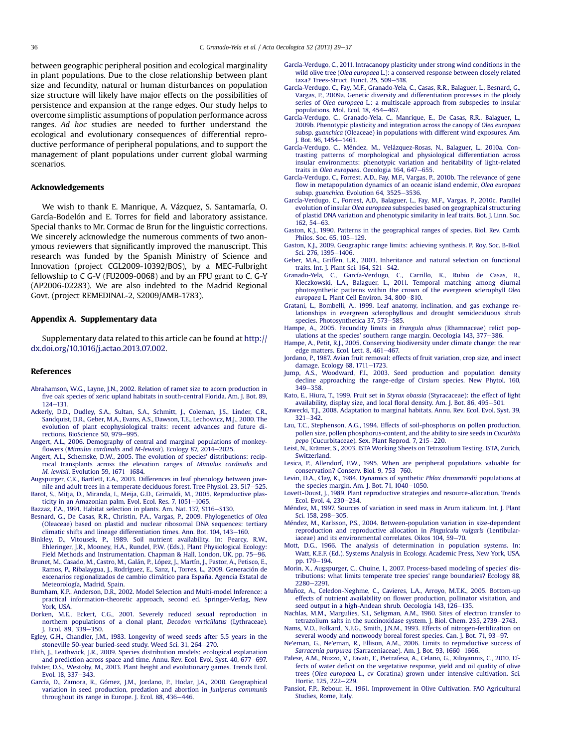between geographic peripheral position and ecological marginality in plant populations. Due to the close relationship between plant size and fecundity, natural or human disturbances on population size structure will likely have major effects on the possibilities of persistence and expansion at the range edges. Our study helps to overcome simplistic assumptions of population performance across ranges. *Ad hoc* studies are needed to further understand the ecological and evolutionary consequences of differential reproductive performance of peripheral populations, and to support the management of plant populations under current global warming scenarios.

## Acknowledgements

We wish to thank E. Manrique, A. Vázquez, S. Santamaría, O. García-Bodelón and E. Torres for field and laboratory assistance. Special thanks to Mr. Cormac de Brun for the linguistic corrections. We sincerely acknowledge the numerous comments of two anonymous reviewers that significantly improved the manuscript. This research was funded by the Spanish Ministry of Science and Innovation (project CGL2009-10392/BOS), by a MEC-Fulbright fellowship to C G-V (FU2009-0068) and by an FPU grant to C. G-Y (AP2006-02283). We are also indebted to the Madrid Regional Govt. (project REMEDINAL-2, S2009/AMB-1783).

## Appendix A. Supplementary data

Supplementary data related to this article can be found at http://dx.doi.org/10.1016/j.actao.2013.07.002.

## References

Abrahamson, W.G., Layne, J.N., 2002. Relation of ramet size to acorn production in five oak species of xeric upland habitats in south-central Florida. Am. J. Bot. 89, 124–131.

Ackerly, D.D., Dudley, S.A., Sultan, S.A., Schmitt, J., Coleman, J.S., Linder, C.R., Sandquist, D.R., Geber, M.A., Evans, A.S., Dawson, T.E., Lechowicz, M.J., 2000. The evolution of plant ecophysiological traits: recent advances and future directions. BioScience 50, 979–995.

Angert, A.L., 2006. Demography of central and marginal populations of monkeyflowers (*Mimulus cardinalis* and *M-lewisii*). Ecology 87, 2014–2025.

Angert, A.L., Schemske, D.W., 2005. The evolution of species' distributions: reciprocal transplants across the elevation ranges of *Mimulus cardinalis* and *M. lewisii*. Evolution 59, 1671–1684.

Augspurger, C.K., Bartlett, E.A., 2003. Differences in leaf phenology between juvenile and adult trees in a temperate deciduous forest. Tree Physiol. 23, 517–525.

Barot, S., Mitja, D., Miranda, I., Meija, G.D., Grimaldi, M., 2005. Reproductive plasticity in an Amazonian palm. Evol. Ecol. Res. 7, 1051–1065.

Bazzaz, F.A., 1991. Habitat selection in plants. Am. Nat. 137, S116–S130.

Besnard, G., De Casas, R.R., Christin, P.A., Vargas, P., 2009. Phylogenetics of *Olea* (Oleaceae) based on plastid and nuclear ribosomal DNA sequences: tertiary climatic shifts and lineage differentiation times. Ann. Bot. 104, 143–160.

Binkley, D., Vitousek, P., 1989. Soil nutrient availability. In: Pearcy, R.W., Ehleringer, J.R., Mooney, H.A., Rundel, P.W. (Eds.), Plant Physiological Ecology: Field Methods and Instrumentation. Chapman & Hall, London, UK, pp. 75–96.

Brunet, M., Casado, M., Castro, M., Galán, P., López, J., Martín, J., Pastor, A., Petisco, E., Ramos, P., Ribalaygua, J., Rodríguez, E., Sanz, I., Torres, L., 2009. Generación de escenarios regionalizados de cambio climático para España. Agencia Estatal de Meteorología, Madrid, Spain.

Burnham, K.P., Anderson, D.R., 2002. Model Selection and Multi-model Inference: a practical information-theoretic approach, second ed. Springer-Verlag, New York, USA.

Dorken, M.E., Eckert, C.G., 2001. Severely reduced sexual reproduction in northern populations of a clonal plant, *Decodon verticillatus* (Lythraceae). J. Ecol. 89, 339–350.

Egley, G.H., Chandler, J.M., 1983. Longevity of weed seeds after 5.5 years in the stoneville 50-year buried-seed study. Weed Sci. 31, 264–270.

Elith, J., Leathwick, J.R., 2009. Species distribution models: ecological explanation and prediction across space and time. Annu. Rev. Ecol. Evol. Syst. 40, 677–697.

Falster, D.S., Westoby, M., 2003. Plant height and evolutionary games. Trends Ecol. Evol. 18, 337–343.

García, D., Zamora, R., Gómez, J.M., Jordano, P., Hodar, J.A., 2000. Geographical variation in seed production, predation and abortion in *Juniperus communis* throughout its range in Europe. J. Ecol. 88, 436–446.

García-Verdugo, C., 2011. Intracanopy plasticity under strong wind conditions in the wild olive tree (*Olea europaea* L.): a conserved response between closely related taxa? Trees-Struct. Funct. 25, 509–518.

García-Verdugo, C., Fay, M.F., Granado-Yela, C., Casas, R.R., Balaguer, L., Besnard, G., Vargas, P., 2009a. Genetic diversity and differentiation processes in the ploidy series of *Olea europaea* L.: a multiscale approach from subspecies to insular populations. Mol. Ecol. 18, 454–467.

García-Verdugo, C., Granado-Yela, C., Manrique, E., De Casas, R.R., Balaguer, L., 2009b. Phenotypic plasticity and integration across the canopy of *Olea europaea* subsp. *guanchica* (Oleaceae) in populations with different wind exposures. Am. J. Bot. 96, 1454–1461.

García-Verdugo, C., Méndez, M., Velázquez-Rosas, N., Balaguer, L., 2010a. Contrasting patterns of morphological and physiological differentiation across insular environments: phenotypic variation and heritability of light-related traits in *Olea europaea*. Oecologia 164, 647–655.

García-Verdugo, C., Forrest, A.D., Fay, M.F., Vargas, P., 2010b. The relevance of gene flow in metapopulation dynamics of an oceanic island endemic, *Olea europaea* subsp. *guanchica*. Evolution 64, 3525–3536.

García-Verdugo, C., Forrest, A.D., Balaguer, L., Fay, M.F., Vargas, P., 2010c. Parallel evolution of insular *Olea europaea* subspecies based on geographical structuring of plastid DNA variation and phenotypic similarity in leaf traits. Bot. J. Linn. Soc. 162, 54–63.

Gaston, K.J., 1990. Patterns in the geographical ranges of species. Biol. Rev. Camb. Philos. Soc. 65, 105–129.

Gaston, K.J., 2009. Geographic range limits: achieving synthesis. P. Roy. Soc. B-Biol. Sci. 276, 1395–1406.

Geber, M.A., Griffen, L.R., 2003. Inheritance and natural selection on functional traits. Int. J. Plant Sci. 164, S21–S42.

Granado-Yela, C., García-Verdugo, C., Carrillo, K., Rubio de Casas, R., Kleczkowski, L.A., Balaguer, L., 2011. Temporal matching among diurnal photosynthetic patterns within the crown of the evergreen sclerophyll *Olea europaea* L. Plant Cell Environ. 34, 800–810.

Gratani, L., Bombelli, A., 1999. Leaf anatomy, inclination, and gas exchange relationships in evergreen sclerophyllous and drought semideciduous shrub species. Photosynthetica 37, 573–585.

Hampe, A., 2005. Fecundity limits in *Frangula alnus* (Rhamnaceae) relict populations at the species' southern range margin. Oecologia 143, 377–386.

Hampe, A., Petit, R.J., 2005. Conserving biodiversity under climate change: the rear edge matters. Ecol. Lett. 8, 461–467.

Jordano, P., 1987. Avian fruit removal: effects of fruit variation, crop size, and insect damage. Ecology 68, 1711–1723.

Jump, A.S., Woodward, F.I., 2003. Seed production and population density decline approaching the range-edge of *Cirsium* species. New Phytol. 160, 349–358.

Kato, E., Hiura, T., 1999. Fruit set in *Styrax obassia* (Styracaceae): the effect of light availability, display size, and local floral density. Am. J. Bot. 86, 495–501.

Kawecki, T.J., 2008. Adaptation to marginal habitats. Annu. Rev. Ecol. Evol. Syst. 39, 321–342.

Lau, T.C., Stephenson, A.G., 1994. Effects of soil-phosphorus on pollen production, pollen size, pollen phosphorus-content, and the ability to sire seeds in *Cucurbita pepo* (Cucurbitaceae). Sex. Plant Reprod. 7, 215–220.

Leist, N., Krämer, S., 2003. ISTA Working Sheets on Tetrazolium Testing. ISTA, Zurich, Switzerland.

Lesica, P., Allendorf, F.W., 1995. When are peripheral populations valuable for conservation? Conserv. Biol. 9, 753–760.

Levin, D.A., Clay, K., 1984. Dynamics of synthetic *Phlox drummondii* populations at the species margin. Am. J. Bot. 71, 1040–1050.

Lovett-Doust, J., 1989. Plant reproductive strategies and resource-allocation. Trends Ecol. Evol. 4, 230–234.

Méndez, M., 1997. Sources of variation in seed mass in Arum italicum. Int. J. Plant Sci. 158, 298–305.

Méndez, M., Karlsson, P.S., 2004. Between-population variation in size-dependent reproduction and reproductive allocation in *Pinguicula vulgaris* (Lentibulariaceae) and its environmental correlates. Oikos 104, 59–70.

Mott, D.G., 1966. The analysis of determination in population systems. In: Watt, K.E.F. (Ed.), Systems Analysis in Ecology. Academic Press, New York, USA, pp. 179–194.

Morin, X., Augspurger, C., Chuine, I., 2007. Process-based modeling of species' distributions: what limits temperate tree species' range boundaries? Ecology 88, 2280–2291.

Muñoz, A., Celedon-Neghme, C., Cavieres, L.A., Arroyo, M.T.K., 2005. Bottom-up effects of nutrient availability on flower production, pollinator visitation, and seed output in a high-Andean shrub. Oecologia 143, 126–135.

Nachlas, M.M., Margulies, S.I., Seligman, A.M., 1960. Sites of electron transfer to tetrazolium salts in the succinoxidase system. J. Biol. Chem. 235, 2739–2743.

Nams, V.O., Folkard, N.F.G., Smith, J.N.M., 1993. Effects of nitrogen-fertilization on several woody and nonwoody boreal forest species. Can. J. Bot. 71, 93–97.

Ne'eman, G., Ne'eman, R., Ellison, A.M., 2006. Limits to reproductive success of *Sarracenia purpurea* (Sarraceniaceae). Am. J. Bot. 93, 1660–1666.

Palese, A.M., Nuzzo, V., Favati, F., Pietrafesa, A., Celano, G., Xiloyannis, C., 2010. Effects of water deficit on the vegetative response, yield and oil quality of olive trees (*Olea europaea* L., cv Coratina) grown under intensive cultivation. Sci. Hortic. 125, 222–229.

Pansiot, F.P., Rebour, H., 1961. Improvement in Olive Cultivation. FAO Agricultural Studies, Rome, Italy.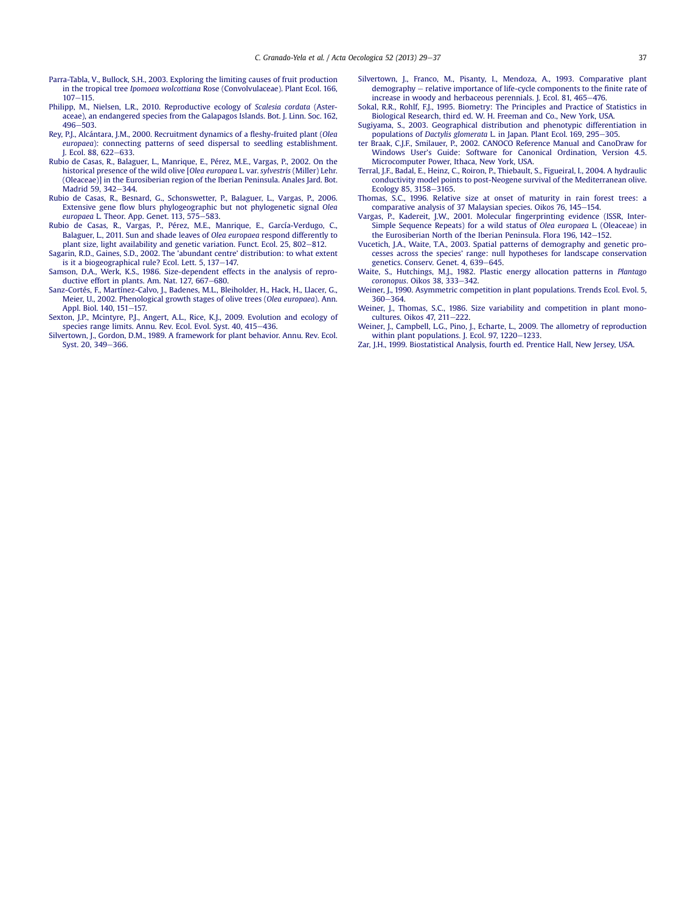Parra-Tabla, V., Bullock, S.H., 2003. Exploring the limiting causes of fruit production in the tropical tree *Ipomoea wolcottiana* Rose (Convolvulaceae). Plant Ecol. 166, 107–115.

Philipp, M., Nielsen, L.R., 2010. Reproductive ecology of *Scalesia cordata* (Asteraceae), an endangered species from the Galapagos Islands. Bot. J. Linn. Soc. 162, 496–503.

Rey, P.J., Alcántara, J.M., 2000. Recruitment dynamics of a fleshy-fruited plant (*Olea europaea*): connecting patterns of seed dispersal to seedling establishment. J. Ecol. 88, 622–633.

Rubio de Casas, R., Balaguer, L., Manrique, E., Pérez, M.E., Vargas, P., 2002. On the historical presence of the wild olive [*Olea europaea* L. var. *sylvestris* (Miller) Lehr. (Oleaceae)] in the Eurosiberian region of the Iberian Peninsula. Anales Jard. Bot. Madrid 59, 342–344.

Rubio de Casas, R., Besnard, G., Schonswetter, P., Balaguer, L., Vargas, P., 2006. Extensive gene flow blurs phylogeographic but not phylogenetic signal *Olea europaea* L. Theor. App. Genet. 113, 575–583.

Rubio de Casas, R., Vargas, P., Pérez, M.E., Manrique, E., García-Verdugo, C., Balaguer, L., 2011. Sun and shade leaves of *Olea europaea* respond differently to plant size, light availability and genetic variation. Funct. Ecol. 25, 802–812.

Sagarin, R.D., Gaines, S.D., 2002. The 'abundant centre' distribution: to what extent is it a biogeographical rule? Ecol. Lett. 5, 137–147.

Samson, D.A., Werk, K.S., 1986. Size-dependent effects in the analysis of reproductive effort in plants. Am. Nat. 127, 667–680.

Sanz-Cortés, F., Martínez-Calvo, J., Badenes, M.L., Bleiholder, H., Hack, H., Llacer, G., Meier, U., 2002. Phenological growth stages of olive trees (*Olea europaea*). Ann. Appl. Biol. 140, 151–157.

Sexton, J.P., Mcintyre, P.J., Angert, A.L., Rice, K.J., 2009. Evolution and ecology of species range limits. Annu. Rev. Ecol. Evol. Syst. 40, 415–436.

Silvertown, J., Gordon, D.M., 1989. A framework for plant behavior. Annu. Rev. Ecol. Syst. 20, 349–366.

Silvertown, J., Franco, M., Pisanty, I., Mendoza, A., 1993. Comparative plant demography – relative importance of life-cycle components to the finite rate of increase in woody and herbaceous perennials. J. Ecol. 81, 465–476.

Sokal, R.R., Rohlf, F.J., 1995. Biometry: The Principles and Practice of Statistics in Biological Research, third ed. W. H. Freeman and Co., New York, USA.

Sugiyama, S., 2003. Geographical distribution and phenotypic differentiation in populations of *Dactylis glomerata* L. in Japan. Plant Ecol. 169, 295–305.

ter Braak, C.J.F., Smilauer, P., 2002. CANOCO Reference Manual and CanoDraw for Windows User's Guide: Software for Canonical Ordination, Version 4.5. Microcomputer Power, Ithaca, New York, USA.

Terral, J.F., Badal, E., Heinz, C., Roiron, P., Thiebault, S., Figueiral, I., 2004. A hydraulic conductivity model points to post-Neogene survival of the Mediterranean olive. Ecology 85, 3158–3165.

Thomas, S.C., 1996. Relative size at onset of maturity in rain forest trees: a comparative analysis of 37 Malaysian species. Oikos 76, 145–154.

Vargas, P., Kadereit, J.W., 2001. Molecular fingerprinting evidence (ISSR, Inter-Simple Sequence Repeats) for a wild status of *Olea europaea* L. (Oleaceae) in the Eurosiberian North of the Iberian Peninsula. Flora 196, 142–152.

Vucetich, J.A., Waite, T.A., 2003. Spatial patterns of demography and genetic processes across the species' range: null hypotheses for landscape conservation genetics. Conserv. Genet. 4, 639–645.

Waite, S., Hutchings, M.J., 1982. Plastic energy allocation patterns in *Plantago coronopus*. Oikos 38, 333–342.

Weiner, J., 1990. Asymmetric competition in plant populations. Trends Ecol. Evol. 5, 360–364.

Weiner, J., Thomas, S.C., 1986. Size variability and competition in plant monocultures. Oikos 47, 211–222.

Weiner, J., Campbell, L.G., Pino, J., Echarte, L., 2009. The allometry of reproduction within plant populations. J. Ecol. 97, 1220–1233.

Zar, J.H., 1999. Biostatistical Analysis, fourth ed. Prentice Hall, New Jersey, USA.